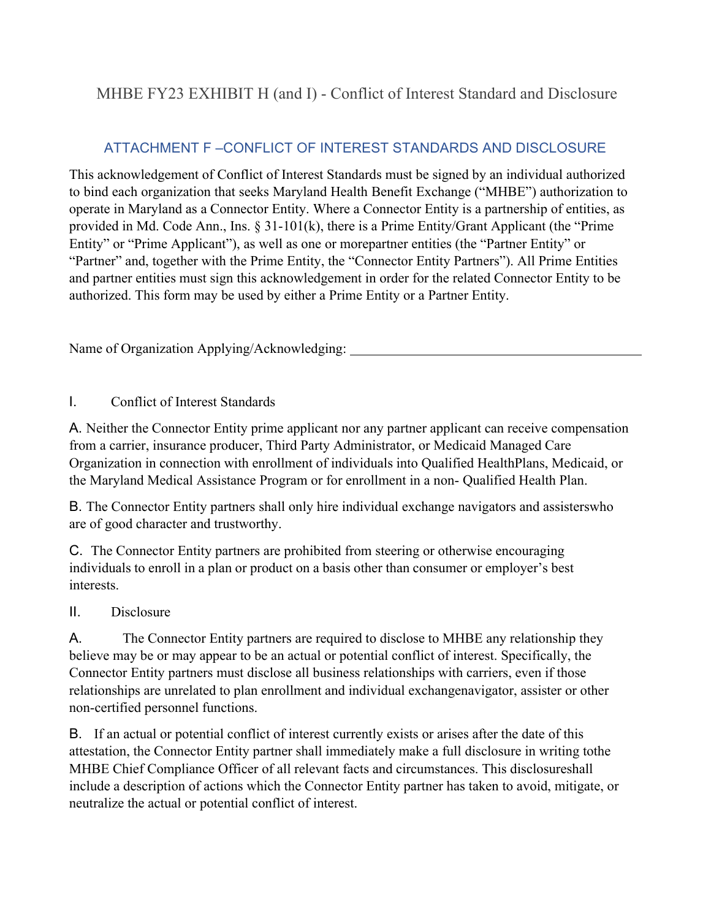# MHBE FY23 EXHIBIT H (and I) - Conflict of Interest Standard and Disclosure

## ATTACHMENT F –CONFLICT OF INTEREST STANDARDS AND DISCLOSURE

This acknowledgement of Conflict of Interest Standards must be signed by an individual authorized to bind each organization that seeks Maryland Health Benefit Exchange ("MHBE") authorization to operate in Maryland as a Connector Entity. Where a Connector Entity is a partnership of entities, as provided in Md. Code Ann., Ins. § 31-101(k), there is a Prime Entity/Grant Applicant (the "Prime Entity" or "Prime Applicant"), as well as one or morepartner entities (the "Partner Entity" or "Partner" and, together with the Prime Entity, the "Connector Entity Partners"). All Prime Entities and partner entities must sign this acknowledgement in order for the related Connector Entity to be authorized. This form may be used by either a Prime Entity or a Partner Entity.

Name of Organization Applying/Acknowledging: ________________________________________

I. Conflict of Interest Standards

A. Neither the Connector Entity prime applicant nor any partner applicant can receive compensation from a carrier, insurance producer, Third Party Administrator, or Medicaid Managed Care Organization in connection with enrollment of individuals into Qualified HealthPlans, Medicaid, or the Maryland Medical Assistance Program or for enrollment in a non- Qualified Health Plan.

B. The Connector Entity partners shall only hire individual exchange navigators and assisterswho are of good character and trustworthy.

C. The Connector Entity partners are prohibited from steering or otherwise encouraging individuals to enroll in a plan or product on a basis other than consumer or employer's best interests.

II. Disclosure

A. The Connector Entity partners are required to disclose to MHBE any relationship they believe may be or may appear to be an actual or potential conflict of interest. Specifically, the Connector Entity partners must disclose all business relationships with carriers, even if those relationships are unrelated to plan enrollment and individual exchangenavigator, assister or other non-certified personnel functions.

B. If an actual or potential conflict of interest currently exists or arises after the date of this attestation, the Connector Entity partner shall immediately make a full disclosure in writing tothe MHBE Chief Compliance Officer of all relevant facts and circumstances. This disclosureshall include a description of actions which the Connector Entity partner has taken to avoid, mitigate, or neutralize the actual or potential conflict of interest.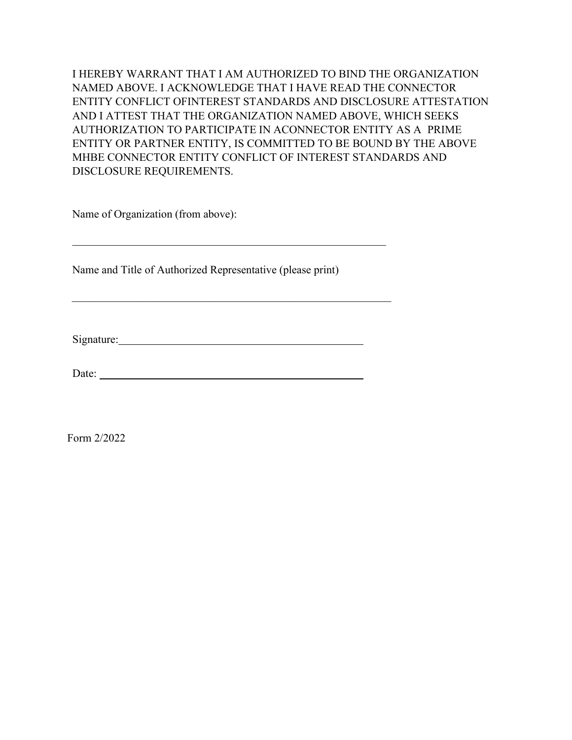I HEREBY WARRANT THAT I AM AUTHORIZED TO BIND THE ORGANIZATION NAMED ABOVE. I ACKNOWLEDGE THAT I HAVE READ THE CONNECTOR ENTITY CONFLICT OFINTEREST STANDARDS AND DISCLOSURE ATTESTATION AND I ATTEST THAT THE ORGANIZATION NAMED ABOVE, WHICH SEEKS AUTHORIZATION TO PARTICIPATE IN ACONNECTOR ENTITY AS A PRIME ENTITY OR PARTNER ENTITY, IS COMMITTED TO BE BOUND BY THE ABOVE MHBE CONNECTOR ENTITY CONFLICT OF INTEREST STANDARDS AND DISCLOSURE REQUIREMENTS.

Name of Organization (from above):

\_\_\_\_\_\_\_\_\_\_\_\_\_\_\_\_\_\_\_\_\_\_\_\_\_\_\_\_\_\_\_\_\_\_\_\_\_\_\_\_\_\_\_\_\_\_\_\_\_\_\_\_\_\_\_\_\_\_

Name and Title of Authorized Representative (please print)

\_\_\_\_\_\_\_\_\_\_\_\_\_\_\_\_\_\_\_\_\_\_\_\_\_\_\_\_\_\_\_\_\_\_\_\_\_\_\_\_\_\_\_\_\_\_\_\_\_\_\_\_\_\_\_\_\_\_

Signature:\_\_\_\_\_\_\_\_\_\_\_\_\_\_\_\_\_\_\_\_\_\_\_\_\_\_\_\_\_\_\_\_\_\_\_\_\_\_\_\_\_\_\_\_

Date: \_\_\_\_\_\_\_\_\_\_\_\_\_\_\_\_\_\_\_\_\_\_\_\_\_\_\_\_\_\_\_\_\_\_\_\_\_\_\_\_\_\_\_\_\_\_

Form 2/2022